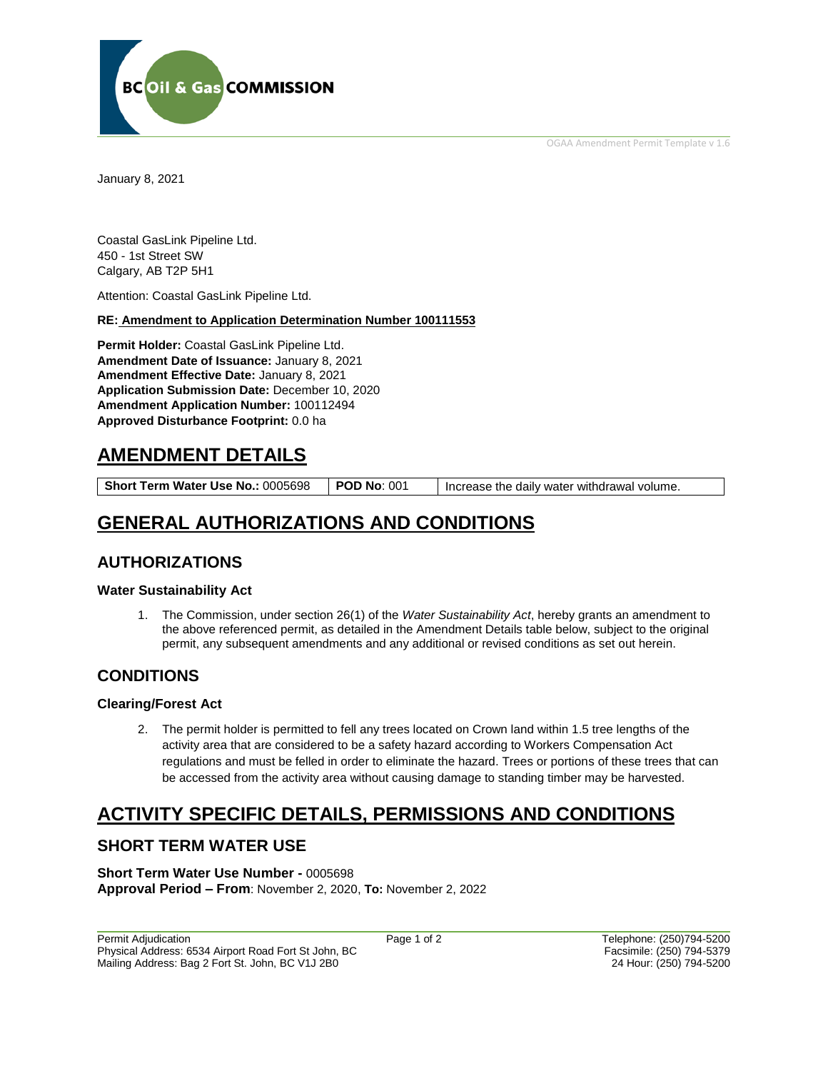BC Oil & Gas COMMISSION

OGAA Amendment Permit Template v 1.6

January 8, 2021

Coastal GasLink Pipeline Ltd.
450 - 1st Street SW
Calgary, AB T2P 5H1

Attention: Coastal GasLink Pipeline Ltd.

**RE: Amendment to Application Determination Number 100111553**

**Permit Holder:** Coastal GasLink Pipeline Ltd.
**Amendment Date of Issuance:** January 8, 2021
**Amendment Effective Date:** January 8, 2021
**Application Submission Date:** December 10, 2020
**Amendment Application Number:** 100112494
**Approved Disturbance Footprint:** 0.0 ha

# AMENDMENT DETAILS

| | | |
|---|---|---|
| **Short Term Water Use No.:** 0005698 | **POD No**: 001 | Increase the daily water withdrawal volume. |

# GENERAL AUTHORIZATIONS AND CONDITIONS

## AUTHORIZATIONS

### Water Sustainability Act

1. The Commission, under section 26(1) of the *Water Sustainability Act*, hereby grants an amendment to the above referenced permit, as detailed in the Amendment Details table below, subject to the original permit, any subsequent amendments and any additional or revised conditions as set out herein.

## CONDITIONS

### Clearing/Forest Act

2. The permit holder is permitted to fell any trees located on Crown land within 1.5 tree lengths of the activity area that are considered to be a safety hazard according to Workers Compensation Act regulations and must be felled in order to eliminate the hazard. Trees or portions of these trees that can be accessed from the activity area without causing damage to standing timber may be harvested.

# ACTIVITY SPECIFIC DETAILS, PERMISSIONS AND CONDITIONS

## SHORT TERM WATER USE

**Short Term Water Use Number -** 0005698
**Approval Period – From**: November 2, 2020, **To:** November 2, 2022

Permit Adjudication
Physical Address: 6534 Airport Road Fort St John, BC
Mailing Address: Bag 2 Fort St. John, BC V1J 2B0

Telephone: (250)794-5200
Facsimile: (250) 794-5379
24 Hour: (250) 794-5200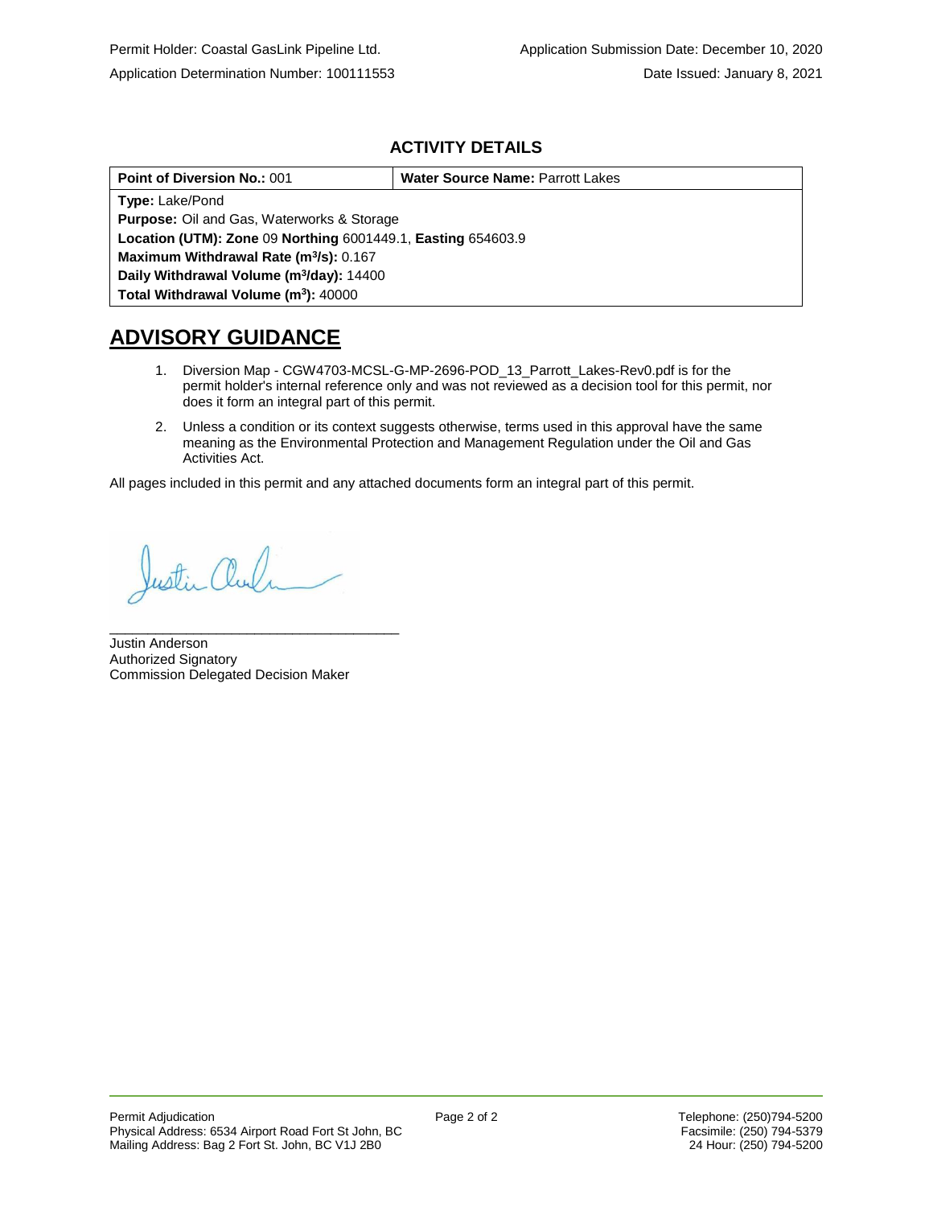Permit Holder: Coastal GasLink Pipeline Ltd.

Application Determination Number: 100111553

Application Submission Date: December 10, 2020

Date Issued: January 8, 2021

## ACTIVITY DETAILS

| **Point of Diversion No.:** 001 | **Water Source Name:** Parrott Lakes |
|---|---|
| **Type:** Lake/Pond | |
| **Purpose:** Oil and Gas, Waterworks & Storage | |
| **Location (UTM): Zone** 09 **Northing** 6001449.1, **Easting** 654603.9 | |
| **Maximum Withdrawal Rate ($m^3$/s):** 0.167 | |
| **Daily Withdrawal Volume ($m^3$/day):** 14400 | |
| **Total Withdrawal Volume ($m^3$):** 40000 | |

# ADVISORY GUIDANCE

1. Diversion Map - CGW4703-MCSL-G-MP-2696-POD_13_Parrott_Lakes-Rev0.pdf is for the permit holder's internal reference only and was not reviewed as a decision tool for this permit, nor does it form an integral part of this permit.
2. Unless a condition or its context suggests otherwise, terms used in this approval have the same meaning as the Environmental Protection and Management Regulation under the Oil and Gas Activities Act.

All pages included in this permit and any attached documents form an integral part of this permit.

Justin Anderson
Authorized Signatory
Commission Delegated Decision Maker

Permit Adjudication
Physical Address: 6534 Airport Road Fort St John, BC
Mailing Address: Bag 2 Fort St. John, BC V1J 2B0

Telephone: (250)794-5200
Facsimile: (250) 794-5379
24 Hour: (250) 794-5200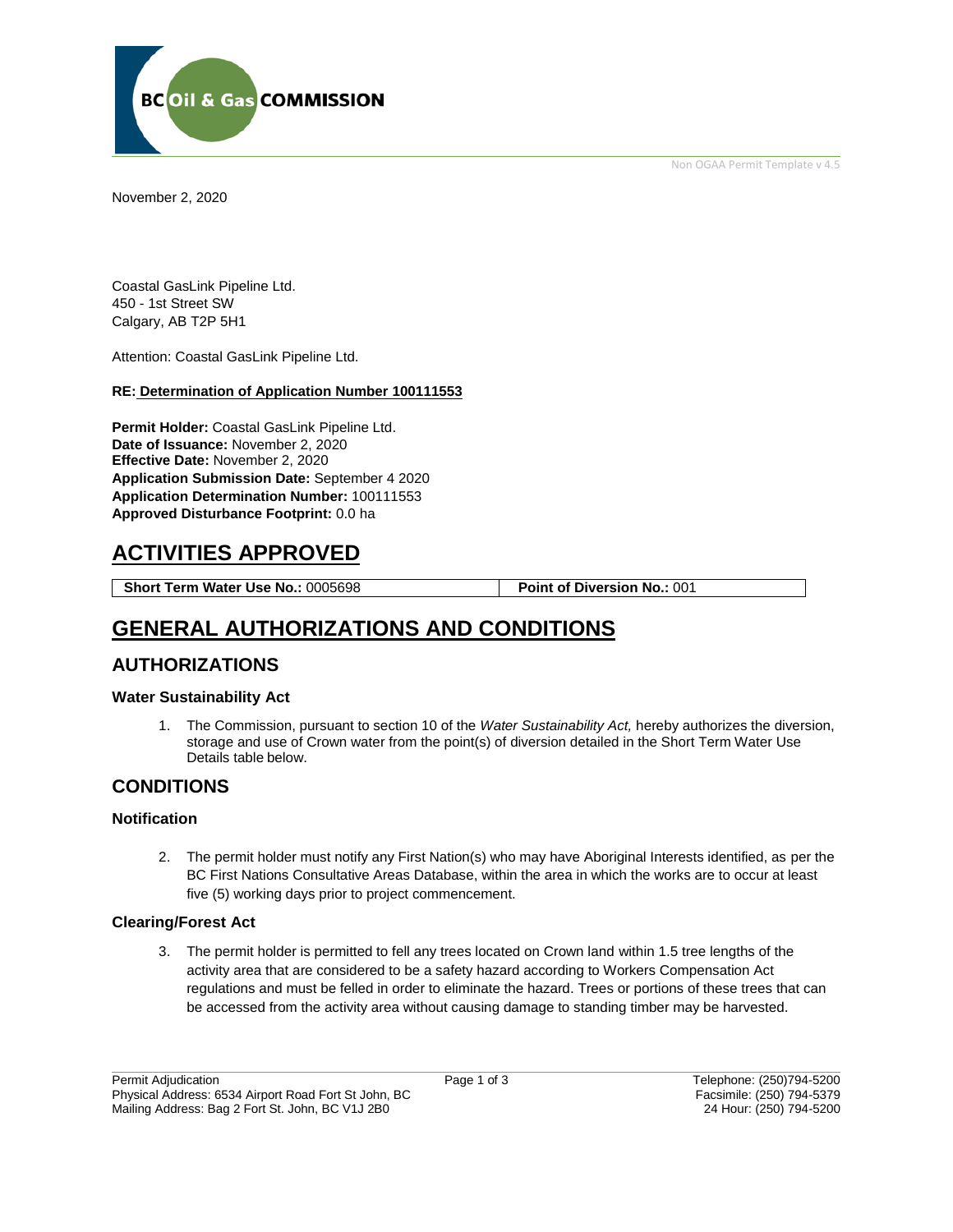Non OGAA Permit Template v 4.5

November 2, 2020

Coastal GasLink Pipeline Ltd.
450 - 1st Street SW
Calgary, AB T2P 5H1

Attention: Coastal GasLink Pipeline Ltd.

**RE: Determination of Application Number 100111553**

**Permit Holder:** Coastal GasLink Pipeline Ltd.
**Date of Issuance:** November 2, 2020
**Effective Date:** November 2, 2020
**Application Submission Date:** September 4 2020
**Application Determination Number:** 100111553
**Approved Disturbance Footprint:** 0.0 ha

# ACTIVITIES APPROVED

| | |
|---|---|
| **Short Term Water Use No.:** 0005698 | **Point of Diversion No.:** 001 |

# GENERAL AUTHORIZATIONS AND CONDITIONS

## AUTHORIZATIONS

### Water Sustainability Act

1. The Commission, pursuant to section 10 of the *Water Sustainability Act,* hereby authorizes the diversion, storage and use of Crown water from the point(s) of diversion detailed in the Short Term Water Use Details table below.

## CONDITIONS

### Notification

2. The permit holder must notify any First Nation(s) who may have Aboriginal Interests identified, as per the BC First Nations Consultative Areas Database, within the area in which the works are to occur at least five (5) working days prior to project commencement.

### Clearing/Forest Act

3. The permit holder is permitted to fell any trees located on Crown land within 1.5 tree lengths of the activity area that are considered to be a safety hazard according to Workers Compensation Act regulations and must be felled in order to eliminate the hazard. Trees or portions of these trees that can be accessed from the activity area without causing damage to standing timber may be harvested.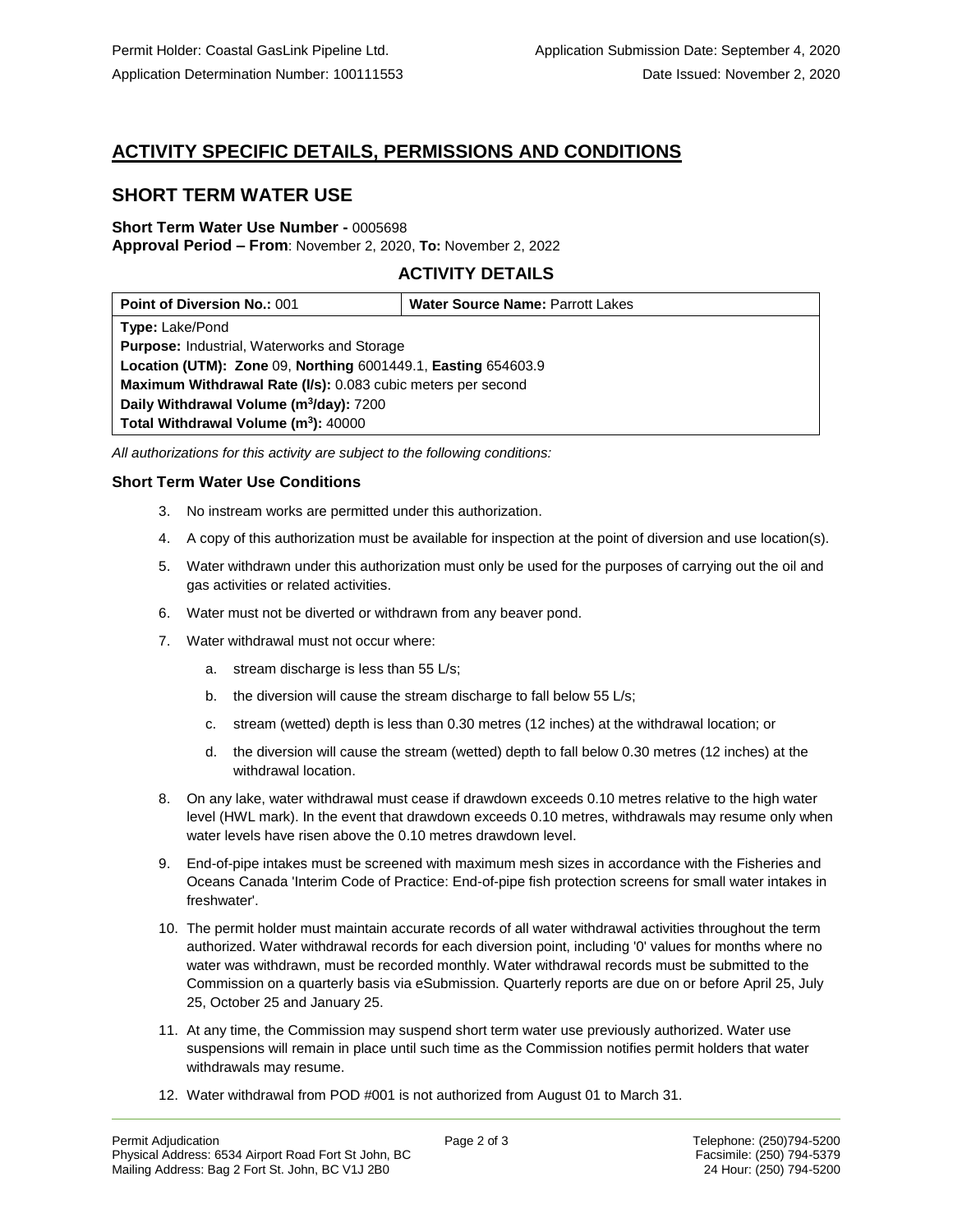Permit Holder: Coastal GasLink Pipeline Ltd.
Application Determination Number: 100111553

Application Submission Date: September 4, 2020
Date Issued: November 2, 2020

## ACTIVITY SPECIFIC DETAILS, PERMISSIONS AND CONDITIONS

## SHORT TERM WATER USE

**Short Term Water Use Number -** 0005698
**Approval Period – From**: November 2, 2020, **To:** November 2, 2022

### ACTIVITY DETAILS

| **Point of Diversion No.:** 001 | **Water Source Name:** Parrott Lakes |
|---|---|
| **Type:** Lake/Pond | |
| **Purpose:** Industrial, Waterworks and Storage | |
| **Location (UTM): Zone** 09, **Northing** 6001449.1, **Easting** 654603.9 | |
| **Maximum Withdrawal Rate (l/s):** 0.083 cubic meters per second | |
| **Daily Withdrawal Volume ($m^3$/day):** 7200 | |
| **Total Withdrawal Volume ($m^3$):** 40000 | |

*All authorizations for this activity are subject to the following conditions:*

### Short Term Water Use Conditions

3. No instream works are permitted under this authorization.
4. A copy of this authorization must be available for inspection at the point of diversion and use location(s).
5. Water withdrawn under this authorization must only be used for the purposes of carrying out the oil and gas activities or related activities.
6. Water must not be diverted or withdrawn from any beaver pond.
7. Water withdrawal must not occur where:
   a. stream discharge is less than 55 L/s;
   b. the diversion will cause the stream discharge to fall below 55 L/s;
   c. stream (wetted) depth is less than 0.30 metres (12 inches) at the withdrawal location; or
   d. the diversion will cause the stream (wetted) depth to fall below 0.30 metres (12 inches) at the withdrawal location.
8. On any lake, water withdrawal must cease if drawdown exceeds 0.10 metres relative to the high water level (HWL mark). In the event that drawdown exceeds 0.10 metres, withdrawals may resume only when water levels have risen above the 0.10 metres drawdown level.
9. End-of-pipe intakes must be screened with maximum mesh sizes in accordance with the Fisheries and Oceans Canada 'Interim Code of Practice: End-of-pipe fish protection screens for small water intakes in freshwater'.
10. The permit holder must maintain accurate records of all water withdrawal activities throughout the term authorized. Water withdrawal records for each diversion point, including '0' values for months where no water was withdrawn, must be recorded monthly. Water withdrawal records must be submitted to the Commission on a quarterly basis via eSubmission. Quarterly reports are due on or before April 25, July 25, October 25 and January 25.
11. At any time, the Commission may suspend short term water use previously authorized. Water use suspensions will remain in place until such time as the Commission notifies permit holders that water withdrawals may resume.
12. Water withdrawal from POD #001 is not authorized from August 01 to March 31.

Permit Adjudication
Physical Address: 6534 Airport Road Fort St John, BC
Mailing Address: Bag 2 Fort St. John, BC V1J 2B0

Telephone: (250)794-5200
Facsimile: (250) 794-5379
24 Hour: (250) 794-5200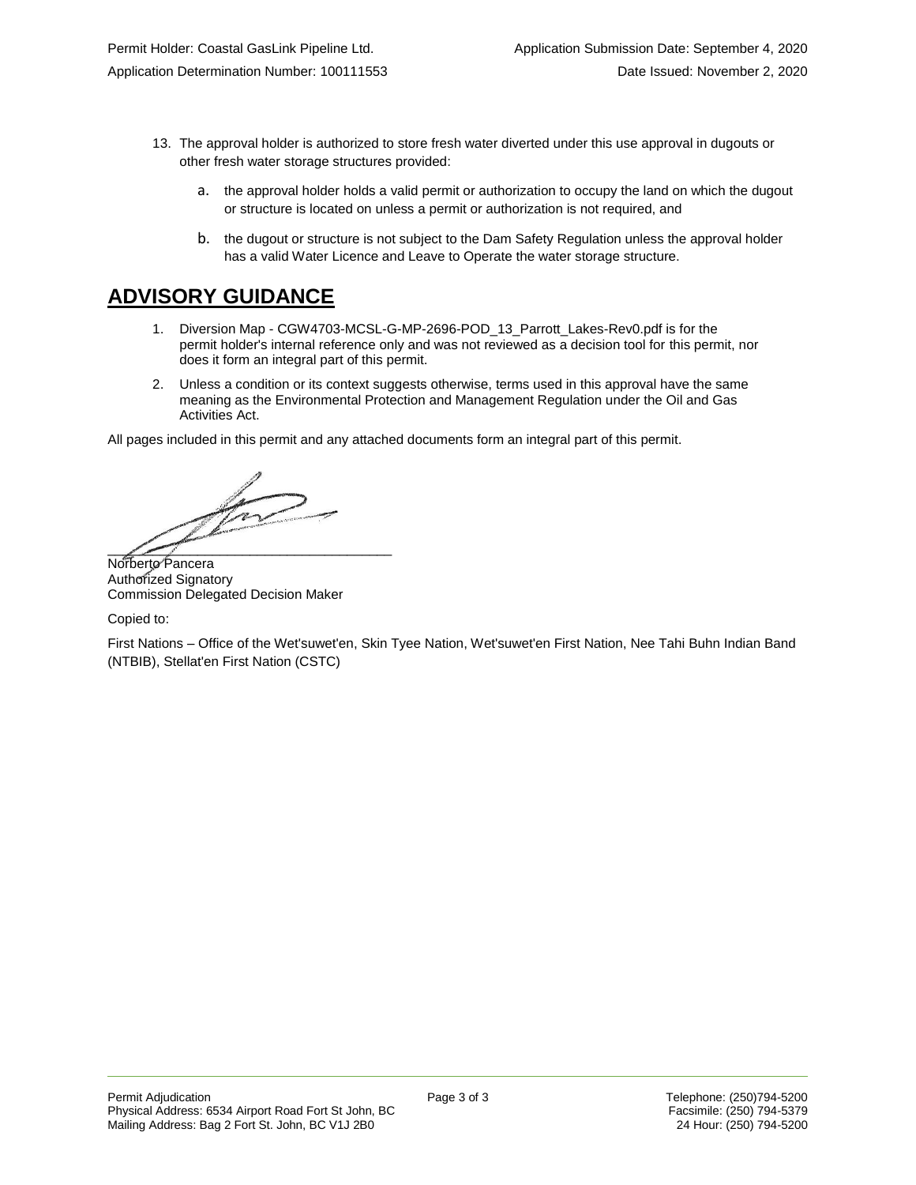13. The approval holder is authorized to store fresh water diverted under this use approval in dugouts or other fresh water storage structures provided:

    a. the approval holder holds a valid permit or authorization to occupy the land on which the dugout or structure is located on unless a permit or authorization is not required, and

    b. the dugout or structure is not subject to the Dam Safety Regulation unless the approval holder has a valid Water Licence and Leave to Operate the water storage structure.

## ADVISORY GUIDANCE

1. Diversion Map - CGW4703-MCSL-G-MP-2696-POD_13_Parrott_Lakes-Rev0.pdf is for the permit holder's internal reference only and was not reviewed as a decision tool for this permit, nor does it form an integral part of this permit.
2. Unless a condition or its context suggests otherwise, terms used in this approval have the same meaning as the Environmental Protection and Management Regulation under the Oil and Gas Activities Act.

All pages included in this permit and any attached documents form an integral part of this permit.

_____________________________________

Norberto Pancera
Authorized Signatory
Commission Delegated Decision Maker

Copied to:

First Nations – Office of the Wet'suwet'en, Skin Tyee Nation, Wet'suwet'en First Nation, Nee Tahi Buhn Indian Band (NTBIB), Stellat'en First Nation (CSTC)